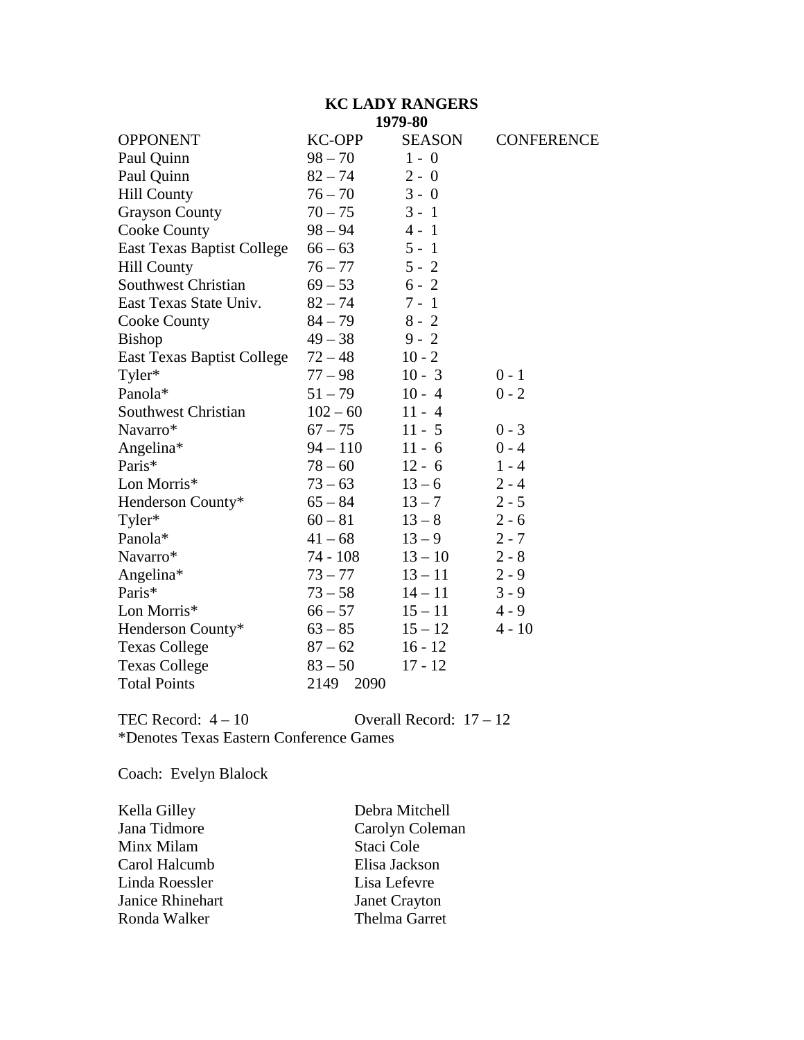# KC LADY RANGERS

## 1979-80

| OPPONENT | KC-OPP | SEASON | CONFERENCE |
|---|---|---|---|
| Paul Quinn | 98 – 70 | 1 - 0 | |
| Paul Quinn | 82 – 74 | 2 - 0 | |
| Hill County | 76 – 70 | 3 - 0 | |
| Grayson County | 70 – 75 | 3 - 1 | |
| Cooke County | 98 – 94 | 4 - 1 | |
| East Texas Baptist College | 66 – 63 | 5 - 1 | |
| Hill County | 76 – 77 | 5 - 2 | |
| Southwest Christian | 69 – 53 | 6 - 2 | |
| East Texas State Univ. | 82 – 74 | 7 - 1 | |
| Cooke County | 84 – 79 | 8 - 2 | |
| Bishop | 49 – 38 | 9 - 2 | |
| East Texas Baptist College | 72 – 48 | 10 - 2 | |
| Tyler* | 77 – 98 | 10 - 3 | 0 - 1 |
| Panola* | 51 – 79 | 10 - 4 | 0 - 2 |
| Southwest Christian | 102 – 60 | 11 - 4 | |
| Navarro* | 67 – 75 | 11 - 5 | 0 - 3 |
| Angelina* | 94 – 110 | 11 - 6 | 0 - 4 |
| Paris* | 78 – 60 | 12 - 6 | 1 - 4 |
| Lon Morris* | 73 – 63 | 13 – 6 | 2 - 4 |
| Henderson County* | 65 – 84 | 13 – 7 | 2 - 5 |
| Tyler* | 60 – 81 | 13 – 8 | 2 - 6 |
| Panola* | 41 – 68 | 13 – 9 | 2 - 7 |
| Navarro* | 74 - 108 | 13 – 10 | 2 - 8 |
| Angelina* | 73 – 77 | 13 – 11 | 2 - 9 |
| Paris* | 73 – 58 | 14 – 11 | 3 - 9 |
| Lon Morris* | 66 – 57 | 15 – 11 | 4 - 9 |
| Henderson County* | 63 – 85 | 15 – 12 | 4 - 10 |
| Texas College | 87 – 62 | 16 - 12 | |
| Texas College | 83 – 50 | 17 - 12 | |
| Total Points | 2149 2090 | | |

TEC Record: 4 – 10 Overall Record: 17 – 12

*Denotes Texas Eastern Conference Games

Coach: Evelyn Blalock

Kella Gilley
Jana Tidmore
Minx Milam
Carol Halcumb
Linda Roessler
Janice Rhinehart
Ronda Walker
Debra Mitchell
Carolyn Coleman
Staci Cole
Elisa Jackson
Lisa Lefevre
Janet Crayton
Thelma Garret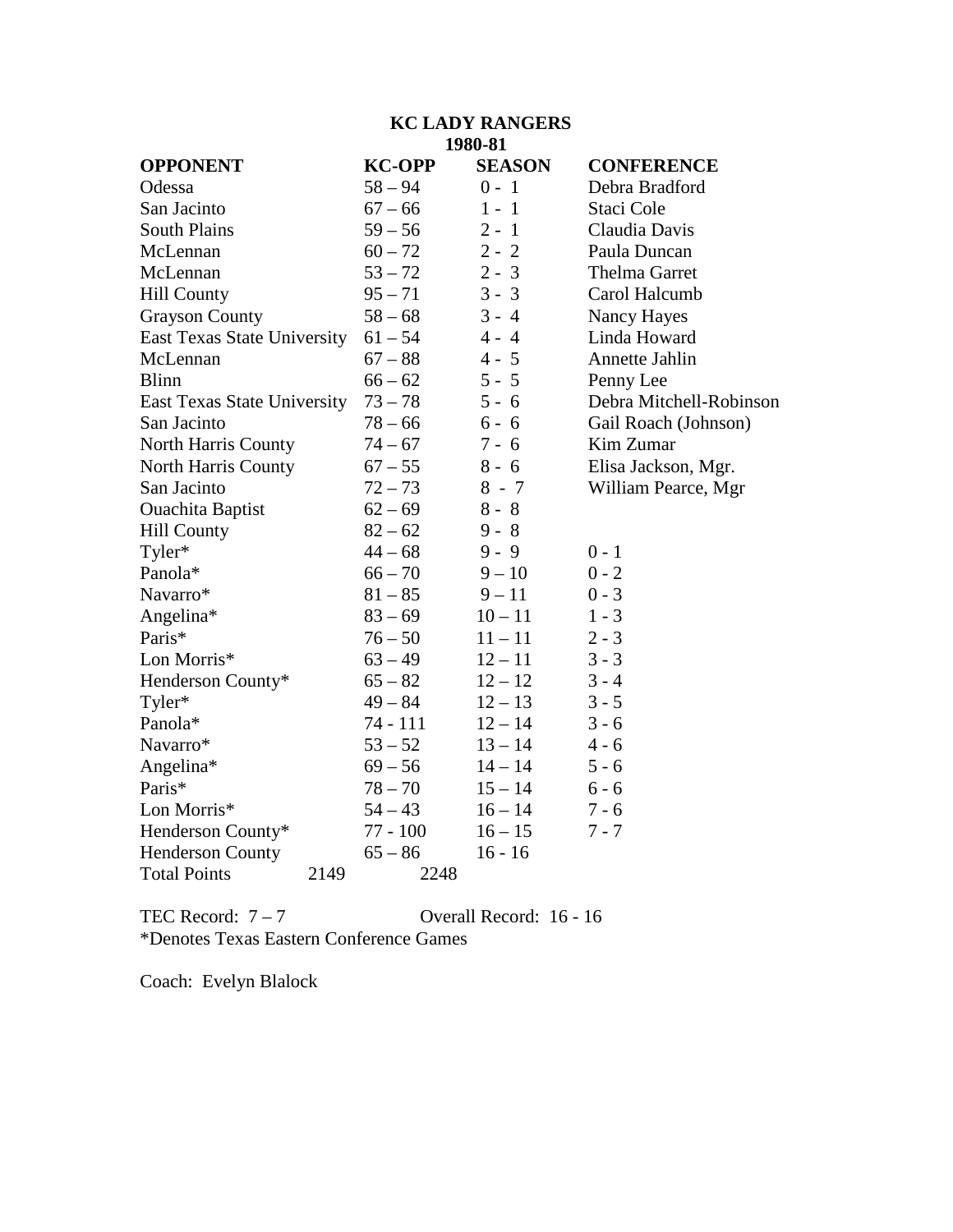**KC LADY RANGERS**
**1980-81**

| OPPONENT | KC-OPP | SEASON | CONFERENCE |
|---|---|---|---|
| Odessa | 58 – 94 | 0 - 1 | Debra Bradford |
| San Jacinto | 67 – 66 | 1 - 1 | Staci Cole |
| South Plains | 59 – 56 | 2 - 1 | Claudia Davis |
| McLennan | 60 – 72 | 2 - 2 | Paula Duncan |
| McLennan | 53 – 72 | 2 - 3 | Thelma Garret |
| Hill County | 95 – 71 | 3 - 3 | Carol Halcumb |
| Grayson County | 58 – 68 | 3 - 4 | Nancy Hayes |
| East Texas State University | 61 – 54 | 4 - 4 | Linda Howard |
| McLennan | 67 – 88 | 4 - 5 | Annette Jahlin |
| Blinn | 66 – 62 | 5 - 5 | Penny Lee |
| East Texas State University | 73 – 78 | 5 - 6 | Debra Mitchell-Robinson |
| San Jacinto | 78 – 66 | 6 - 6 | Gail Roach (Johnson) |
| North Harris County | 74 – 67 | 7 - 6 | Kim Zumar |
| North Harris County | 67 – 55 | 8 - 6 | Elisa Jackson, Mgr. |
| San Jacinto | 72 – 73 | 8 - 7 | William Pearce, Mgr |
| Ouachita Baptist | 62 – 69 | 8 - 8 | |
| Hill County | 82 – 62 | 9 - 8 | |
| Tyler* | 44 – 68 | 9 - 9 | 0 - 1 |
| Panola* | 66 – 70 | 9 – 10 | 0 - 2 |
| Navarro* | 81 – 85 | 9 – 11 | 0 - 3 |
| Angelina* | 83 – 69 | 10 – 11 | 1 - 3 |
| Paris* | 76 – 50 | 11 – 11 | 2 - 3 |
| Lon Morris* | 63 – 49 | 12 – 11 | 3 - 3 |
| Henderson County* | 65 – 82 | 12 – 12 | 3 - 4 |
| Tyler* | 49 – 84 | 12 – 13 | 3 - 5 |
| Panola* | 74 - 111 | 12 – 14 | 3 - 6 |
| Navarro* | 53 – 52 | 13 – 14 | 4 - 6 |
| Angelina* | 69 – 56 | 14 – 14 | 5 - 6 |
| Paris* | 78 – 70 | 15 – 14 | 6 - 6 |
| Lon Morris* | 54 – 43 | 16 – 14 | 7 - 6 |
| Henderson County* | 77 - 100 | 16 – 15 | 7 - 7 |
| Henderson County | 65 – 86 | 16 - 16 | |
| Total Points 2149 | 2248 | | |

TEC Record: 7 – 7 Overall Record: 16 - 16

*Denotes Texas Eastern Conference Games

Coach: Evelyn Blalock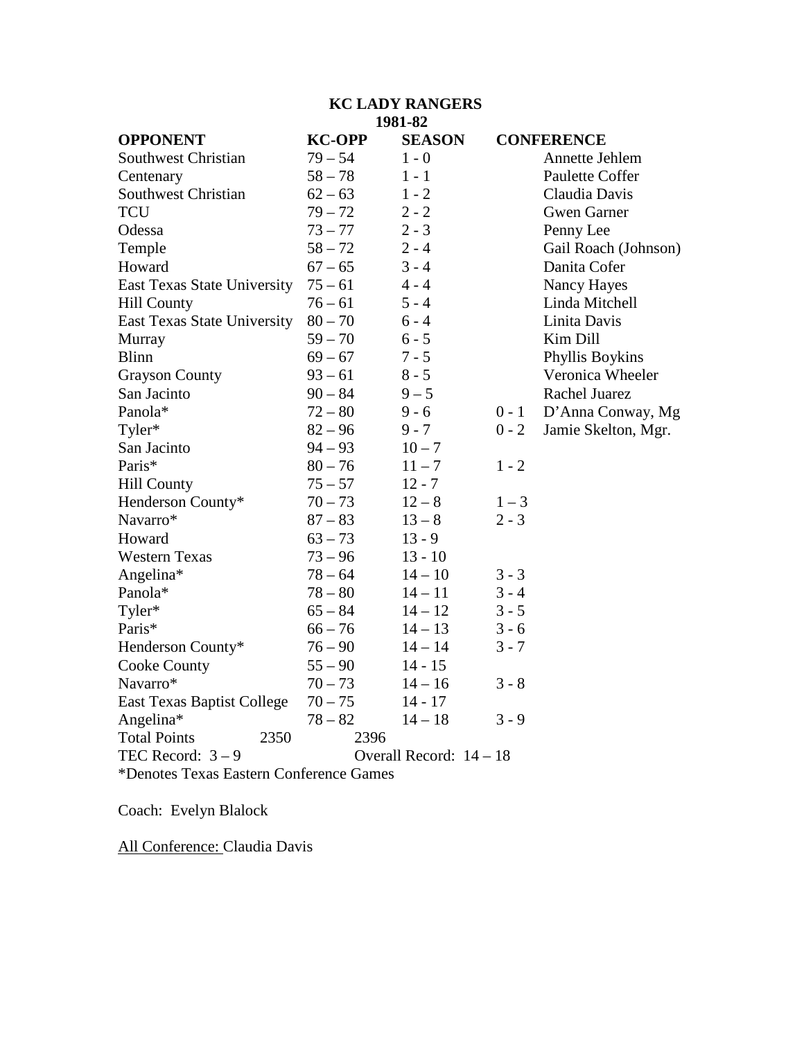**KC LADY RANGERS**
**1981-82**

| OPPONENT | KC-OPP | SEASON | CONFERENCE | |
|---|---|---|---|---|
| Southwest Christian | 79 – 54 | 1 - 0 | | Annette Jehlem |
| Centenary | 58 – 78 | 1 - 1 | | Paulette Coffer |
| Southwest Christian | 62 – 63 | 1 - 2 | | Claudia Davis |
| TCU | 79 – 72 | 2 - 2 | | Gwen Garner |
| Odessa | 73 – 77 | 2 - 3 | | Penny Lee |
| Temple | 58 – 72 | 2 - 4 | | Gail Roach (Johnson) |
| Howard | 67 – 65 | 3 - 4 | | Danita Cofer |
| East Texas State University | 75 – 61 | 4 - 4 | | Nancy Hayes |
| Hill County | 76 – 61 | 5 - 4 | | Linda Mitchell |
| East Texas State University | 80 – 70 | 6 - 4 | | Linita Davis |
| Murray | 59 – 70 | 6 - 5 | | Kim Dill |
| Blinn | 69 – 67 | 7 - 5 | | Phyllis Boykins |
| Grayson County | 93 – 61 | 8 - 5 | | Veronica Wheeler |
| San Jacinto | 90 – 84 | 9 – 5 | | Rachel Juarez |
| Panola* | 72 – 80 | 9 - 6 | 0 - 1 | D'Anna Conway, Mg |
| Tyler* | 82 – 96 | 9 - 7 | 0 - 2 | Jamie Skelton, Mgr. |
| San Jacinto | 94 – 93 | 10 – 7 | | |
| Paris* | 80 – 76 | 11 – 7 | 1 - 2 | |
| Hill County | 75 – 57 | 12 - 7 | | |
| Henderson County* | 70 – 73 | 12 – 8 | 1 – 3 | |
| Navarro* | 87 – 83 | 13 – 8 | 2 - 3 | |
| Howard | 63 – 73 | 13 - 9 | | |
| Western Texas | 73 – 96 | 13 - 10 | | |
| Angelina* | 78 – 64 | 14 – 10 | 3 - 3 | |
| Panola* | 78 – 80 | 14 – 11 | 3 - 4 | |
| Tyler* | 65 – 84 | 14 – 12 | 3 - 5 | |
| Paris* | 66 – 76 | 14 – 13 | 3 - 6 | |
| Henderson County* | 76 – 90 | 14 – 14 | 3 - 7 | |
| Cooke County | 55 – 90 | 14 - 15 | | |
| Navarro* | 70 – 73 | 14 – 16 | 3 - 8 | |
| East Texas Baptist College | 70 – 75 | 14 - 17 | | |
| Angelina* | 78 – 82 | 14 – 18 | 3 - 9 | |
| Total Points 2350 | 2396 | | | |

TEC Record: 3 – 9 Overall Record: 14 – 18

*Denotes Texas Eastern Conference Games

Coach: Evelyn Blalock

All Conference: Claudia Davis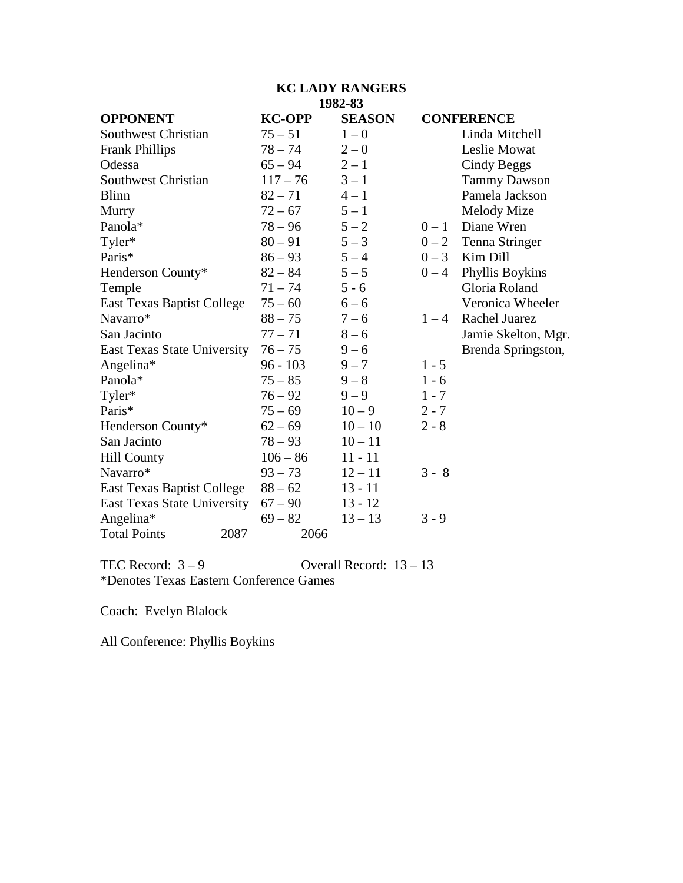**KC LADY RANGERS**
**1982-83**

| OPPONENT | KC-OPP | SEASON | CONFERENCE | |
|---|---|---|---|---|
| Southwest Christian | 75 – 51 | 1 – 0 | | Linda Mitchell |
| Frank Phillips | 78 – 74 | 2 – 0 | | Leslie Mowat |
| Odessa | 65 – 94 | 2 – 1 | | Cindy Beggs |
| Southwest Christian | 117 – 76 | 3 – 1 | | Tammy Dawson |
| Blinn | 82 – 71 | 4 – 1 | | Pamela Jackson |
| Murry | 72 – 67 | 5 – 1 | | Melody Mize |
| Panola* | 78 – 96 | 5 – 2 | 0 – 1 | Diane Wren |
| Tyler* | 80 – 91 | 5 – 3 | 0 – 2 | Tenna Stringer |
| Paris* | 86 – 93 | 5 – 4 | 0 – 3 | Kim Dill |
| Henderson County* | 82 – 84 | 5 – 5 | 0 – 4 | Phyllis Boykins |
| Temple | 71 – 74 | 5 - 6 | | Gloria Roland |
| East Texas Baptist College | 75 – 60 | 6 – 6 | | Veronica Wheeler |
| Navarro* | 88 – 75 | 7 – 6 | 1 – 4 | Rachel Juarez |
| San Jacinto | 77 – 71 | 8 – 6 | | Jamie Skelton, Mgr. |
| East Texas State University | 76 – 75 | 9 – 6 | | Brenda Springston, |
| Angelina* | 96 - 103 | 9 – 7 | 1 - 5 | |
| Panola* | 75 – 85 | 9 – 8 | 1 - 6 | |
| Tyler* | 76 – 92 | 9 – 9 | 1 - 7 | |
| Paris* | 75 – 69 | 10 – 9 | 2 - 7 | |
| Henderson County* | 62 – 69 | 10 – 10 | 2 - 8 | |
| San Jacinto | 78 – 93 | 10 – 11 | | |
| Hill County | 106 – 86 | 11 - 11 | | |
| Navarro* | 93 – 73 | 12 – 11 | 3 - 8 | |
| East Texas Baptist College | 88 – 62 | 13 - 11 | | |
| East Texas State University | 67 – 90 | 13 - 12 | | |
| Angelina* | 69 – 82 | 13 – 13 | 3 - 9 | |
| Total Points 2087 | 2066 | | | |

TEC Record: 3 – 9 Overall Record: 13 – 13

*Denotes Texas Eastern Conference Games

Coach: Evelyn Blalock

<u>All Conference:</u> Phyllis Boykins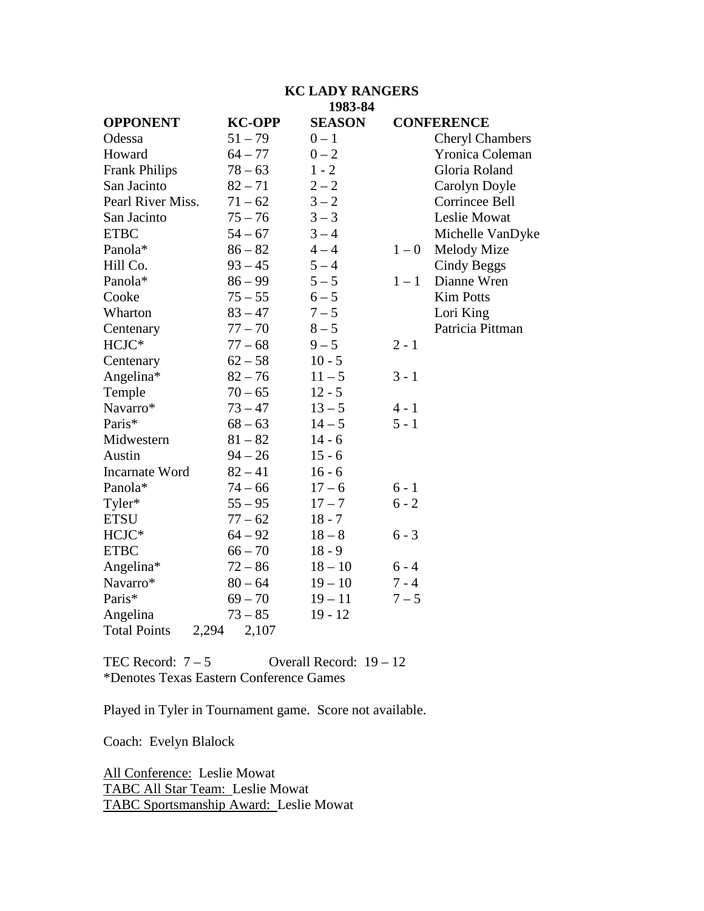# KC LADY RANGERS

## 1983-84

| OPPONENT | KC-OPP | SEASON | CONFERENCE | |
|---|---|---|---|---|
| Odessa | 51 – 79 | 0 – 1 | | Cheryl Chambers |
| Howard | 64 – 77 | 0 – 2 | | Yronica Coleman |
| Frank Philips | 78 – 63 | 1 - 2 | | Gloria Roland |
| San Jacinto | 82 – 71 | 2 – 2 | | Carolyn Doyle |
| Pearl River Miss. | 71 – 62 | 3 – 2 | | Corrincee Bell |
| San Jacinto | 75 – 76 | 3 – 3 | | Leslie Mowat |
| ETBC | 54 – 67 | 3 – 4 | | Michelle VanDyke |
| Panola* | 86 – 82 | 4 – 4 | 1 – 0 | Melody Mize |
| Hill Co. | 93 – 45 | 5 – 4 | | Cindy Beggs |
| Panola* | 86 – 99 | 5 – 5 | 1 – 1 | Dianne Wren |
| Cooke | 75 – 55 | 6 – 5 | | Kim Potts |
| Wharton | 83 – 47 | 7 – 5 | | Lori King |
| Centenary | 77 – 70 | 8 – 5 | | Patricia Pittman |
| HCJC* | 77 – 68 | 9 – 5 | 2 - 1 | |
| Centenary | 62 – 58 | 10 - 5 | | |
| Angelina* | 82 – 76 | 11 – 5 | 3 - 1 | |
| Temple | 70 – 65 | 12 - 5 | | |
| Navarro* | 73 – 47 | 13 – 5 | 4 - 1 | |
| Paris* | 68 – 63 | 14 – 5 | 5 - 1 | |
| Midwestern | 81 – 82 | 14 - 6 | | |
| Austin | 94 – 26 | 15 - 6 | | |
| Incarnate Word | 82 – 41 | 16 - 6 | | |
| Panola* | 74 – 66 | 17 – 6 | 6 - 1 | |
| Tyler* | 55 – 95 | 17 – 7 | 6 - 2 | |
| ETSU | 77 – 62 | 18 - 7 | | |
| HCJC* | 64 – 92 | 18 – 8 | 6 - 3 | |
| ETBC | 66 – 70 | 18 - 9 | | |
| Angelina* | 72 – 86 | 18 – 10 | 6 - 4 | |
| Navarro* | 80 – 64 | 19 – 10 | 7 - 4 | |
| Paris* | 69 – 70 | 19 – 11 | 7 – 5 | |
| Angelina | 73 – 85 | 19 - 12 | | |
| Total Points 2,294 | 2,107 | | | |

TEC Record: 7 – 5 Overall Record: 19 – 12
*Denotes Texas Eastern Conference Games

Played in Tyler in Tournament game. Score not available.

Coach: Evelyn Blalock

All Conference: Leslie Mowat
TABC All Star Team: Leslie Mowat
TABC Sportsmanship Award: Leslie Mowat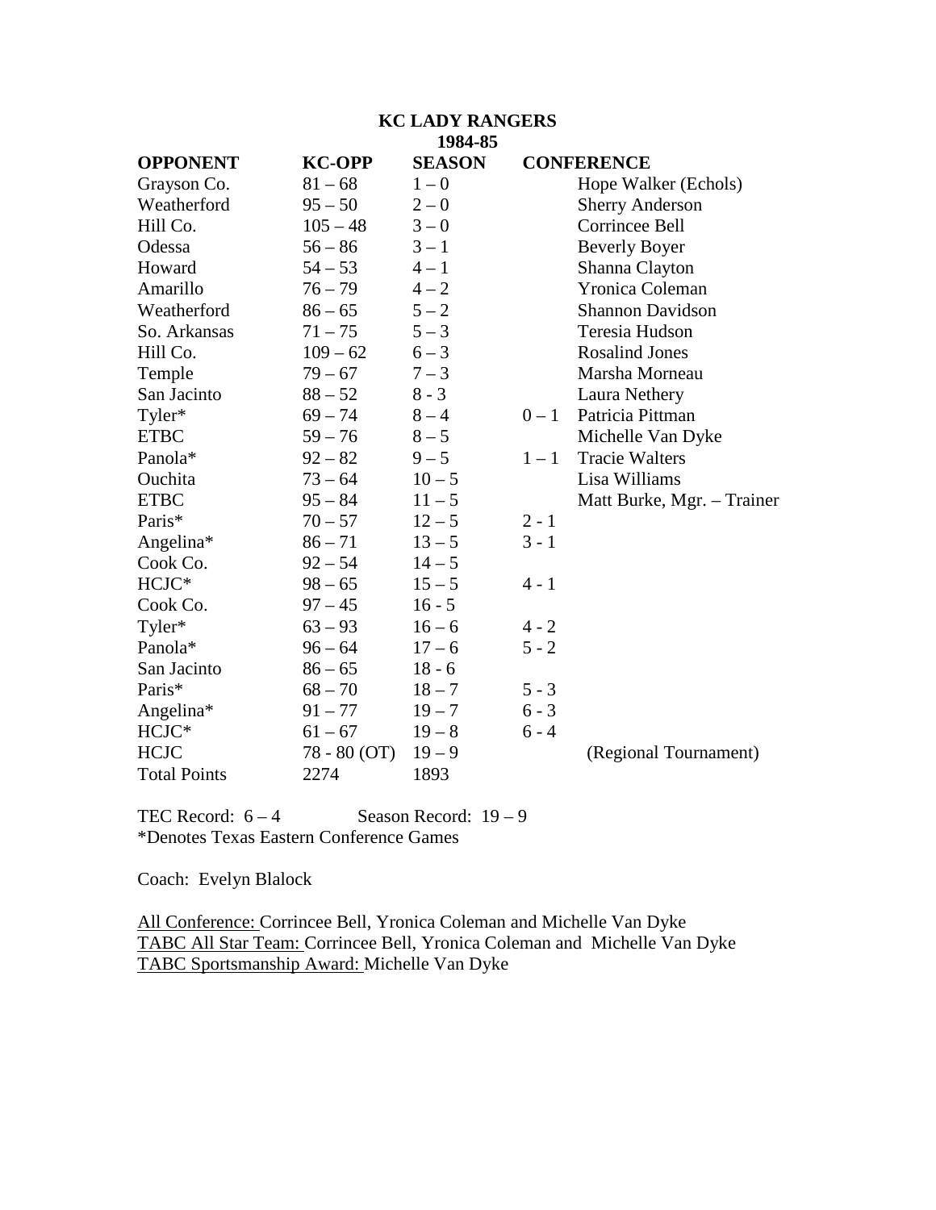**KC LADY RANGERS**
**1984-85**

| **OPPONENT** | **KC-OPP** | **SEASON** | **CONFERENCE** | |
|---|---|---|---|---|
| Grayson Co. | 81 – 68 | 1 – 0 | | Hope Walker (Echols) |
| Weatherford | 95 – 50 | 2 – 0 | | Sherry Anderson |
| Hill Co. | 105 – 48 | 3 – 0 | | Corrincee Bell |
| Odessa | 56 – 86 | 3 – 1 | | Beverly Boyer |
| Howard | 54 – 53 | 4 – 1 | | Shanna Clayton |
| Amarillo | 76 – 79 | 4 – 2 | | Yronica Coleman |
| Weatherford | 86 – 65 | 5 – 2 | | Shannon Davidson |
| So. Arkansas | 71 – 75 | 5 – 3 | | Teresia Hudson |
| Hill Co. | 109 – 62 | 6 – 3 | | Rosalind Jones |
| Temple | 79 – 67 | 7 – 3 | | Marsha Morneau |
| San Jacinto | 88 – 52 | 8 - 3 | | Laura Nethery |
| Tyler* | 69 – 74 | 8 – 4 | 0 – 1 | Patricia Pittman |
| ETBC | 59 – 76 | 8 – 5 | | Michelle Van Dyke |
| Panola* | 92 – 82 | 9 – 5 | 1 – 1 | Tracie Walters |
| Ouchita | 73 – 64 | 10 – 5 | | Lisa Williams |
| ETBC | 95 – 84 | 11 – 5 | | Matt Burke, Mgr. – Trainer |
| Paris* | 70 – 57 | 12 – 5 | 2 - 1 | |
| Angelina* | 86 – 71 | 13 – 5 | 3 - 1 | |
| Cook Co. | 92 – 54 | 14 – 5 | | |
| HCJC* | 98 – 65 | 15 – 5 | 4 - 1 | |
| Cook Co. | 97 – 45 | 16 - 5 | | |
| Tyler* | 63 – 93 | 16 – 6 | 4 - 2 | |
| Panola* | 96 – 64 | 17 – 6 | 5 - 2 | |
| San Jacinto | 86 – 65 | 18 - 6 | | |
| Paris* | 68 – 70 | 18 – 7 | 5 - 3 | |
| Angelina* | 91 – 77 | 19 – 7 | 6 - 3 | |
| HCJC* | 61 – 67 | 19 – 8 | 6 - 4 | |
| HCJC | 78 - 80 (OT) | 19 – 9 | | (Regional Tournament) |
| Total Points | 2274 | 1893 | | |

TEC Record: 6 – 4 Season Record: 19 – 9

*Denotes Texas Eastern Conference Games

Coach: Evelyn Blalock

All Conference: Corrincee Bell, Yronica Coleman and Michelle Van Dyke
TABC All Star Team: Corrincee Bell, Yronica Coleman and Michelle Van Dyke
TABC Sportsmanship Award: Michelle Van Dyke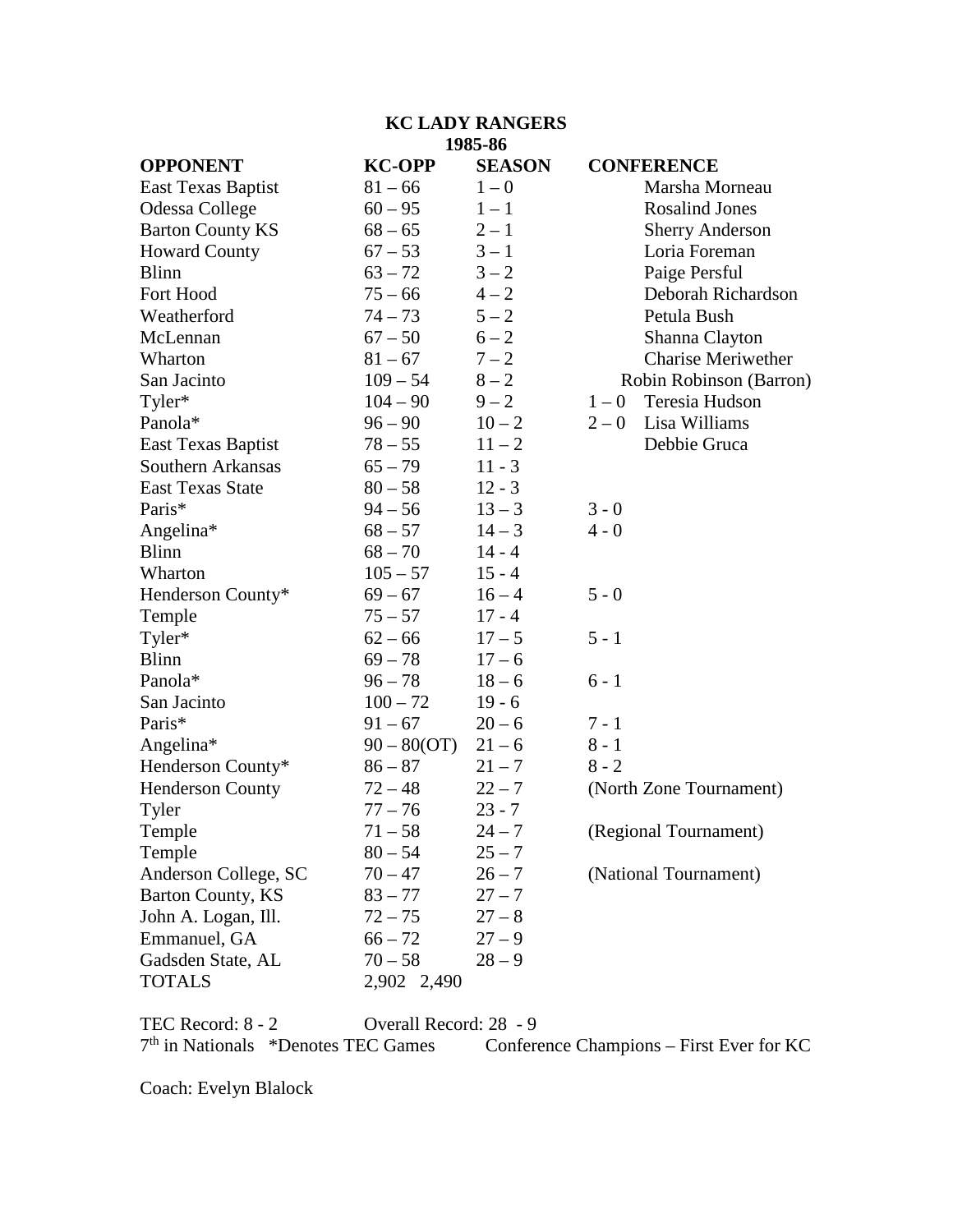**KC LADY RANGERS**
**1985-86**

| OPPONENT | KC-OPP | SEASON | CONFERENCE | |
|---|---|---|---|---|
| East Texas Baptist | 81 – 66 | 1 – 0 | | Marsha Morneau |
| Odessa College | 60 – 95 | 1 – 1 | | Rosalind Jones |
| Barton County KS | 68 – 65 | 2 – 1 | | Sherry Anderson |
| Howard County | 67 – 53 | 3 – 1 | | Loria Foreman |
| Blinn | 63 – 72 | 3 – 2 | | Paige Persful |
| Fort Hood | 75 – 66 | 4 – 2 | | Deborah Richardson |
| Weatherford | 74 – 73 | 5 – 2 | | Petula Bush |
| McLennan | 67 – 50 | 6 – 2 | | Shanna Clayton |
| Wharton | 81 – 67 | 7 – 2 | | Charise Meriwether |
| San Jacinto | 109 – 54 | 8 – 2 | | Robin Robinson (Barron) |
| Tyler* | 104 – 90 | 9 – 2 | 1 – 0 | Teresia Hudson |
| Panola* | 96 – 90 | 10 – 2 | 2 – 0 | Lisa Williams |
| East Texas Baptist | 78 – 55 | 11 – 2 | | Debbie Gruca |
| Southern Arkansas | 65 – 79 | 11 - 3 | | |
| East Texas State | 80 – 58 | 12 - 3 | | |
| Paris* | 94 – 56 | 13 – 3 | 3 - 0 | |
| Angelina* | 68 – 57 | 14 – 3 | 4 - 0 | |
| Blinn | 68 – 70 | 14 - 4 | | |
| Wharton | 105 – 57 | 15 - 4 | | |
| Henderson County* | 69 – 67 | 16 – 4 | 5 - 0 | |
| Temple | 75 – 57 | 17 - 4 | | |
| Tyler* | 62 – 66 | 17 – 5 | 5 - 1 | |
| Blinn | 69 – 78 | 17 – 6 | | |
| Panola* | 96 – 78 | 18 – 6 | 6 - 1 | |
| San Jacinto | 100 – 72 | 19 - 6 | | |
| Paris* | 91 – 67 | 20 – 6 | 7 - 1 | |
| Angelina* | 90 – 80(OT) | 21 – 6 | 8 - 1 | |
| Henderson County* | 86 – 87 | 21 – 7 | 8 - 2 | |
| Henderson County | 72 – 48 | 22 – 7 | (North Zone Tournament) | |
| Tyler | 77 – 76 | 23 - 7 | | |
| Temple | 71 – 58 | 24 – 7 | (Regional Tournament) | |
| Temple | 80 – 54 | 25 – 7 | | |
| Anderson College, SC | 70 – 47 | 26 – 7 | (National Tournament) | |
| Barton County, KS | 83 – 77 | 27 – 7 | | |
| John A. Logan, Ill. | 72 – 75 | 27 – 8 | | |
| Emmanuel, GA | 66 – 72 | 27 – 9 | | |
| Gadsden State, AL | 70 – 58 | 28 – 9 | | |
| TOTALS | 2,902 2,490 | | | |

TEC Record: 8 - 2    Overall Record: 28 - 9

7th in Nationals    *Denotes TEC Games    Conference Champions – First Ever for KC

Coach: Evelyn Blalock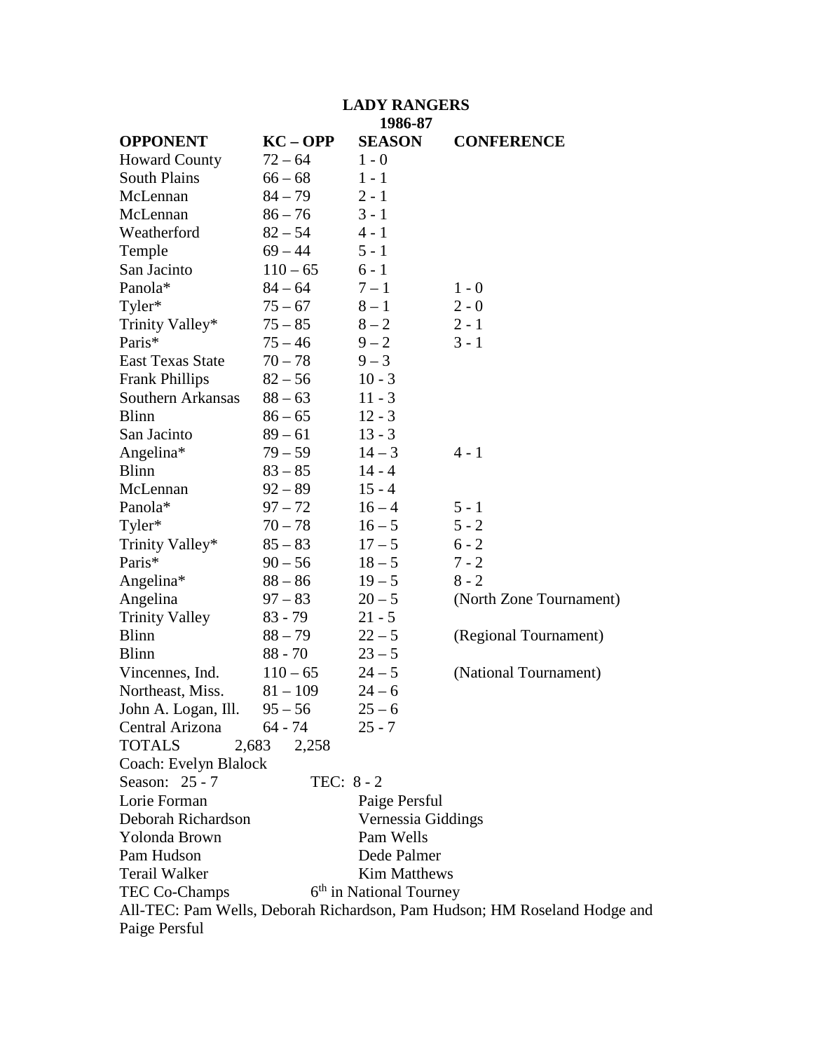# LADY RANGERS

## 1986-87

| OPPONENT | KC – OPP | SEASON | CONFERENCE |
|---|---|---|---|
| Howard County | 72 – 64 | 1 - 0 | |
| South Plains | 66 – 68 | 1 - 1 | |
| McLennan | 84 – 79 | 2 - 1 | |
| McLennan | 86 – 76 | 3 - 1 | |
| Weatherford | 82 – 54 | 4 - 1 | |
| Temple | 69 – 44 | 5 - 1 | |
| San Jacinto | 110 – 65 | 6 - 1 | |
| Panola* | 84 – 64 | 7 – 1 | 1 - 0 |
| Tyler* | 75 – 67 | 8 – 1 | 2 - 0 |
| Trinity Valley* | 75 – 85 | 8 – 2 | 2 - 1 |
| Paris* | 75 – 46 | 9 – 2 | 3 - 1 |
| East Texas State | 70 – 78 | 9 – 3 | |
| Frank Phillips | 82 – 56 | 10 - 3 | |
| Southern Arkansas | 88 – 63 | 11 - 3 | |
| Blinn | 86 – 65 | 12 - 3 | |
| San Jacinto | 89 – 61 | 13 - 3 | |
| Angelina* | 79 – 59 | 14 – 3 | 4 - 1 |
| Blinn | 83 – 85 | 14 - 4 | |
| McLennan | 92 – 89 | 15 - 4 | |
| Panola* | 97 – 72 | 16 – 4 | 5 - 1 |
| Tyler* | 70 – 78 | 16 – 5 | 5 - 2 |
| Trinity Valley* | 85 – 83 | 17 – 5 | 6 - 2 |
| Paris* | 90 – 56 | 18 – 5 | 7 - 2 |
| Angelina* | 88 – 86 | 19 – 5 | 8 - 2 |
| Angelina | 97 – 83 | 20 – 5 | (North Zone Tournament) |
| Trinity Valley | 83 - 79 | 21 - 5 | |
| Blinn | 88 – 79 | 22 – 5 | (Regional Tournament) |
| Blinn | 88 - 70 | 23 – 5 | |
| Vincennes, Ind. | 110 – 65 | 24 – 5 | (National Tournament) |
| Northeast, Miss. | 81 – 109 | 24 – 6 | |
| John A. Logan, Ill. | 95 – 56 | 25 – 6 | |
| Central Arizona | 64 - 74 | 25 - 7 | |
| TOTALS | 2,683 2,258 | | |

Coach: Evelyn Blalock

Season: 25 - 7 TEC: 8 - 2

| | |
|---|---|
| Lorie Forman | Paige Persful |
| Deborah Richardson | Vernessia Giddings |
| Yolonda Brown | Pam Wells |
| Pam Hudson | Dede Palmer |
| Terail Walker | Kim Matthews |

TEC Co-Champs 6th in National Tourney

All-TEC: Pam Wells, Deborah Richardson, Pam Hudson; HM Roseland Hodge and Paige Persful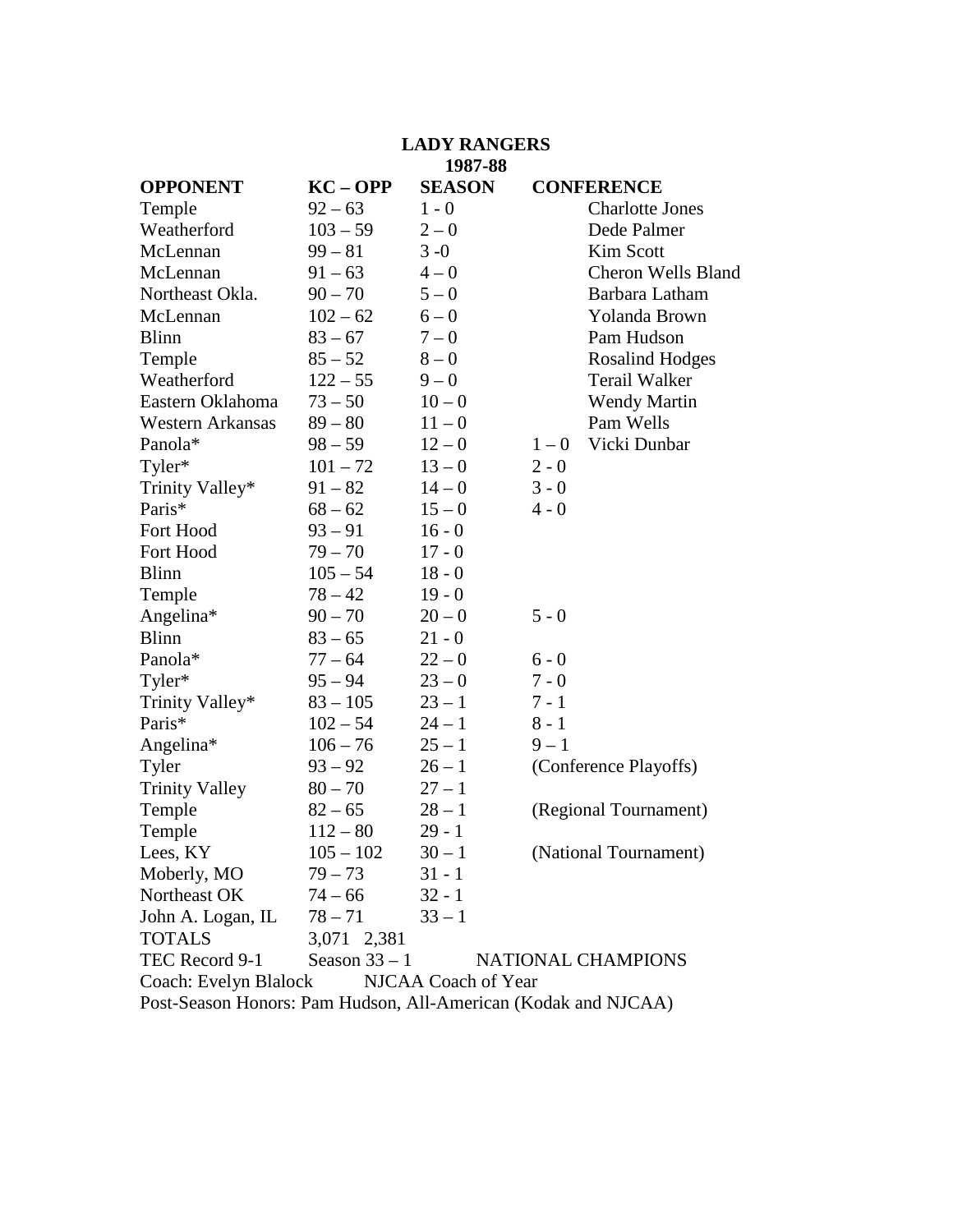**LADY RANGERS**
**1987-88**

| OPPONENT | KC – OPP | SEASON | CONFERENCE | |
|---|---|---|---|---|
| Temple | 92 – 63 | 1 - 0 | | Charlotte Jones |
| Weatherford | 103 – 59 | 2 – 0 | | Dede Palmer |
| McLennan | 99 – 81 | 3 -0 | | Kim Scott |
| McLennan | 91 – 63 | 4 – 0 | | Cheron Wells Bland |
| Northeast Okla. | 90 – 70 | 5 – 0 | | Barbara Latham |
| McLennan | 102 – 62 | 6 – 0 | | Yolanda Brown |
| Blinn | 83 – 67 | 7 – 0 | | Pam Hudson |
| Temple | 85 – 52 | 8 – 0 | | Rosalind Hodges |
| Weatherford | 122 – 55 | 9 – 0 | | Terail Walker |
| Eastern Oklahoma | 73 – 50 | 10 – 0 | | Wendy Martin |
| Western Arkansas | 89 – 80 | 11 – 0 | | Pam Wells |
| Panola* | 98 – 59 | 12 – 0 | 1 – 0 | Vicki Dunbar |
| Tyler* | 101 – 72 | 13 – 0 | 2 - 0 | |
| Trinity Valley* | 91 – 82 | 14 – 0 | 3 - 0 | |
| Paris* | 68 – 62 | 15 – 0 | 4 - 0 | |
| Fort Hood | 93 – 91 | 16 - 0 | | |
| Fort Hood | 79 – 70 | 17 - 0 | | |
| Blinn | 105 – 54 | 18 - 0 | | |
| Temple | 78 – 42 | 19 - 0 | | |
| Angelina* | 90 – 70 | 20 – 0 | 5 - 0 | |
| Blinn | 83 – 65 | 21 - 0 | | |
| Panola* | 77 – 64 | 22 – 0 | 6 - 0 | |
| Tyler* | 95 – 94 | 23 – 0 | 7 - 0 | |
| Trinity Valley* | 83 – 105 | 23 – 1 | 7 - 1 | |
| Paris* | 102 – 54 | 24 – 1 | 8 - 1 | |
| Angelina* | 106 – 76 | 25 – 1 | 9 – 1 | |
| Tyler | 93 – 92 | 26 – 1 | (Conference Playoffs) | |
| Trinity Valley | 80 – 70 | 27 – 1 | | |
| Temple | 82 – 65 | 28 – 1 | (Regional Tournament) | |
| Temple | 112 – 80 | 29 - 1 | | |
| Lees, KY | 105 – 102 | 30 – 1 | (National Tournament) | |
| Moberly, MO | 79 – 73 | 31 - 1 | | |
| Northeast OK | 74 – 66 | 32 - 1 | | |
| John A. Logan, IL | 78 – 71 | 33 – 1 | | |
| TOTALS | 3,071 2,381 | | | |

TEC Record 9-1 Season 33 – 1 NATIONAL CHAMPIONS

Coach: Evelyn Blalock NJCAA Coach of Year

Post-Season Honors: Pam Hudson, All-American (Kodak and NJCAA)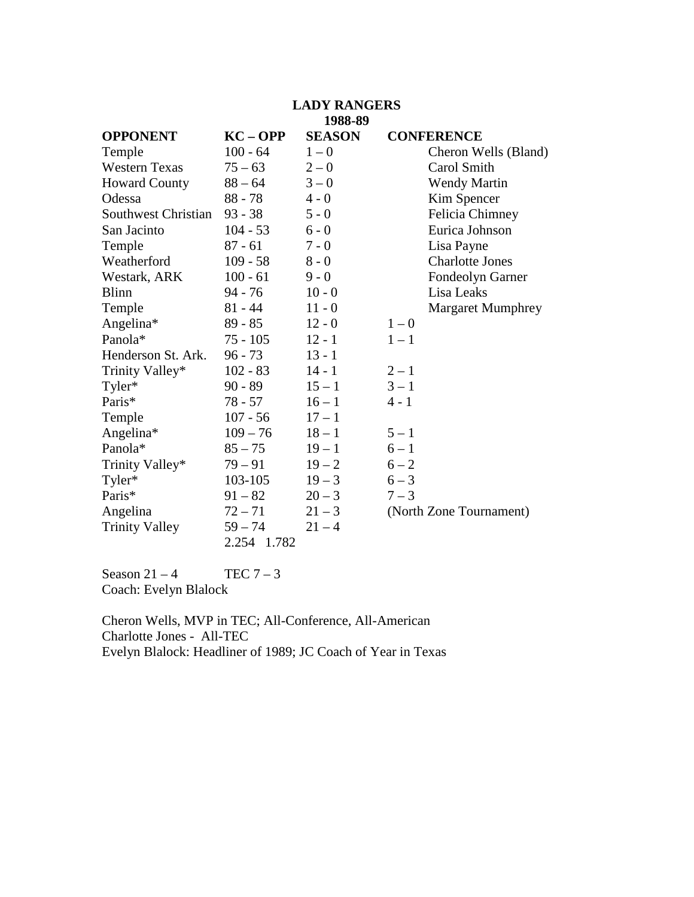**LADY RANGERS**
**1988-89**

| OPPONENT | KC – OPP | SEASON | CONFERENCE |
|---|---|---|---|
| Temple | 100 - 64 | 1 – 0 | Cheron Wells (Bland) |
| Western Texas | 75 – 63 | 2 – 0 | Carol Smith |
| Howard County | 88 – 64 | 3 – 0 | Wendy Martin |
| Odessa | 88 - 78 | 4 - 0 | Kim Spencer |
| Southwest Christian | 93 - 38 | 5 - 0 | Felicia Chimney |
| San Jacinto | 104 - 53 | 6 - 0 | Eurica Johnson |
| Temple | 87 - 61 | 7 - 0 | Lisa Payne |
| Weatherford | 109 - 58 | 8 - 0 | Charlotte Jones |
| Westark, ARK | 100 - 61 | 9 - 0 | Fondeolyn Garner |
| Blinn | 94 - 76 | 10 - 0 | Lisa Leaks |
| Temple | 81 - 44 | 11 - 0 | Margaret Mumphrey |
| Angelina* | 89 - 85 | 12 - 0 | 1 – 0 |
| Panola* | 75 - 105 | 12 - 1 | 1 – 1 |
| Henderson St. Ark. | 96 - 73 | 13 - 1 | |
| Trinity Valley* | 102 - 83 | 14 - 1 | 2 – 1 |
| Tyler* | 90 - 89 | 15 – 1 | 3 – 1 |
| Paris* | 78 - 57 | 16 – 1 | 4 - 1 |
| Temple | 107 - 56 | 17 – 1 | |
| Angelina* | 109 – 76 | 18 – 1 | 5 – 1 |
| Panola* | 85 – 75 | 19 – 1 | 6 – 1 |
| Trinity Valley* | 79 – 91 | 19 – 2 | 6 – 2 |
| Tyler* | 103-105 | 19 – 3 | 6 – 3 |
| Paris* | 91 – 82 | 20 – 3 | 7 – 3 |
| Angelina | 72 – 71 | 21 – 3 | (North Zone Tournament) |
| Trinity Valley | 59 – 74 | 21 – 4 | |
| | 2.254 1.782 | | |

Season 21 – 4 TEC 7 – 3
Coach: Evelyn Blalock

Cheron Wells, MVP in TEC; All-Conference, All-American
Charlotte Jones - All-TEC
Evelyn Blalock: Headliner of 1989; JC Coach of Year in Texas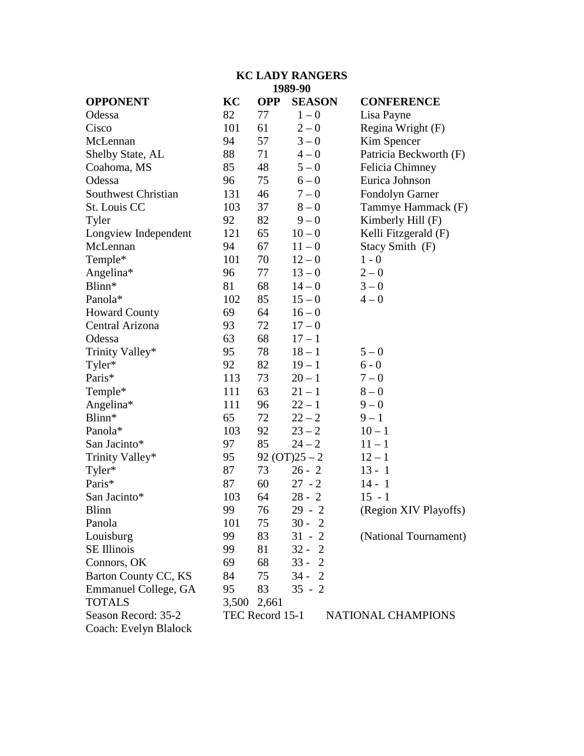**KC LADY RANGERS**
**1989-90**

| OPPONENT | KC | OPP | SEASON | CONFERENCE |
|---|---|---|---|---|
| Odessa | 82 | 77 | 1 – 0 | Lisa Payne |
| Cisco | 101 | 61 | 2 – 0 | Regina Wright (F) |
| McLennan | 94 | 57 | 3 – 0 | Kim Spencer |
| Shelby State, AL | 88 | 71 | 4 – 0 | Patricia Beckworth (F) |
| Coahoma, MS | 85 | 48 | 5 – 0 | Felicia Chimney |
| Odessa | 96 | 75 | 6 – 0 | Eurica Johnson |
| Southwest Christian | 131 | 46 | 7 – 0 | Fondolyn Garner |
| St. Louis CC | 103 | 37 | 8 – 0 | Tammye Hammack (F) |
| Tyler | 92 | 82 | 9 – 0 | Kimberly Hill (F) |
| Longview Independent | 121 | 65 | 10 – 0 | Kelli Fitzgerald (F) |
| McLennan | 94 | 67 | 11 – 0 | Stacy Smith (F) |
| Temple* | 101 | 70 | 12 – 0 | 1 - 0 |
| Angelina* | 96 | 77 | 13 – 0 | 2 – 0 |
| Blinn* | 81 | 68 | 14 – 0 | 3 – 0 |
| Panola* | 102 | 85 | 15 – 0 | 4 – 0 |
| Howard County | 69 | 64 | 16 – 0 | |
| Central Arizona | 93 | 72 | 17 – 0 | |
| Odessa | 63 | 68 | 17 – 1 | |
| Trinity Valley* | 95 | 78 | 18 – 1 | 5 – 0 |
| Tyler* | 92 | 82 | 19 – 1 | 6 - 0 |
| Paris* | 113 | 73 | 20 – 1 | 7 – 0 |
| Temple* | 111 | 63 | 21 – 1 | 8 – 0 |
| Angelina* | 111 | 96 | 22 – 1 | 9 – 0 |
| Blinn* | 65 | 72 | 22 – 2 | 9 – 1 |
| Panola* | 103 | 92 | 23 – 2 | 10 – 1 |
| San Jacinto* | 97 | 85 | 24 – 2 | 11 – 1 |
| Trinity Valley* | 95 | 92 (OT) | 25 – 2 | 12 – 1 |
| Tyler* | 87 | 73 | 26 - 2 | 13 - 1 |
| Paris* | 87 | 60 | 27 - 2 | 14 - 1 |
| San Jacinto* | 103 | 64 | 28 - 2 | 15 - 1 |
| Blinn | 99 | 76 | 29 - 2 | (Region XIV Playoffs) |
| Panola | 101 | 75 | 30 - 2 | |
| Louisburg | 99 | 83 | 31 - 2 | (National Tournament) |
| SE Illinois | 99 | 81 | 32 - 2 | |
| Connors, OK | 69 | 68 | 33 - 2 | |
| Barton County CC, KS | 84 | 75 | 34 - 2 | |
| Emmanuel College, GA | 95 | 83 | 35 - 2 | |
| TOTALS | 3,500 | 2,661 | | |

Season Record: 35-2 TEC Record 15-1 NATIONAL CHAMPIONS

Coach: Evelyn Blalock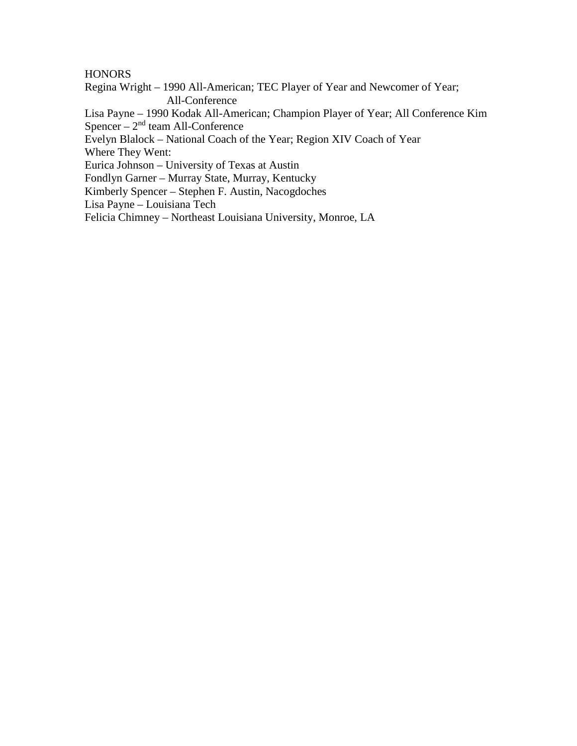HONORS

Regina Wright – 1990 All-American; TEC Player of Year and Newcomer of Year; All-Conference

Lisa Payne – 1990 Kodak All-American; Champion Player of Year; All Conference Kim Spencer – 2nd team All-Conference

Evelyn Blalock – National Coach of the Year; Region XIV Coach of Year

Where They Went:

Eurica Johnson – University of Texas at Austin

Fondlyn Garner – Murray State, Murray, Kentucky

Kimberly Spencer – Stephen F. Austin, Nacogdoches

Lisa Payne – Louisiana Tech

Felicia Chimney – Northeast Louisiana University, Monroe, LA